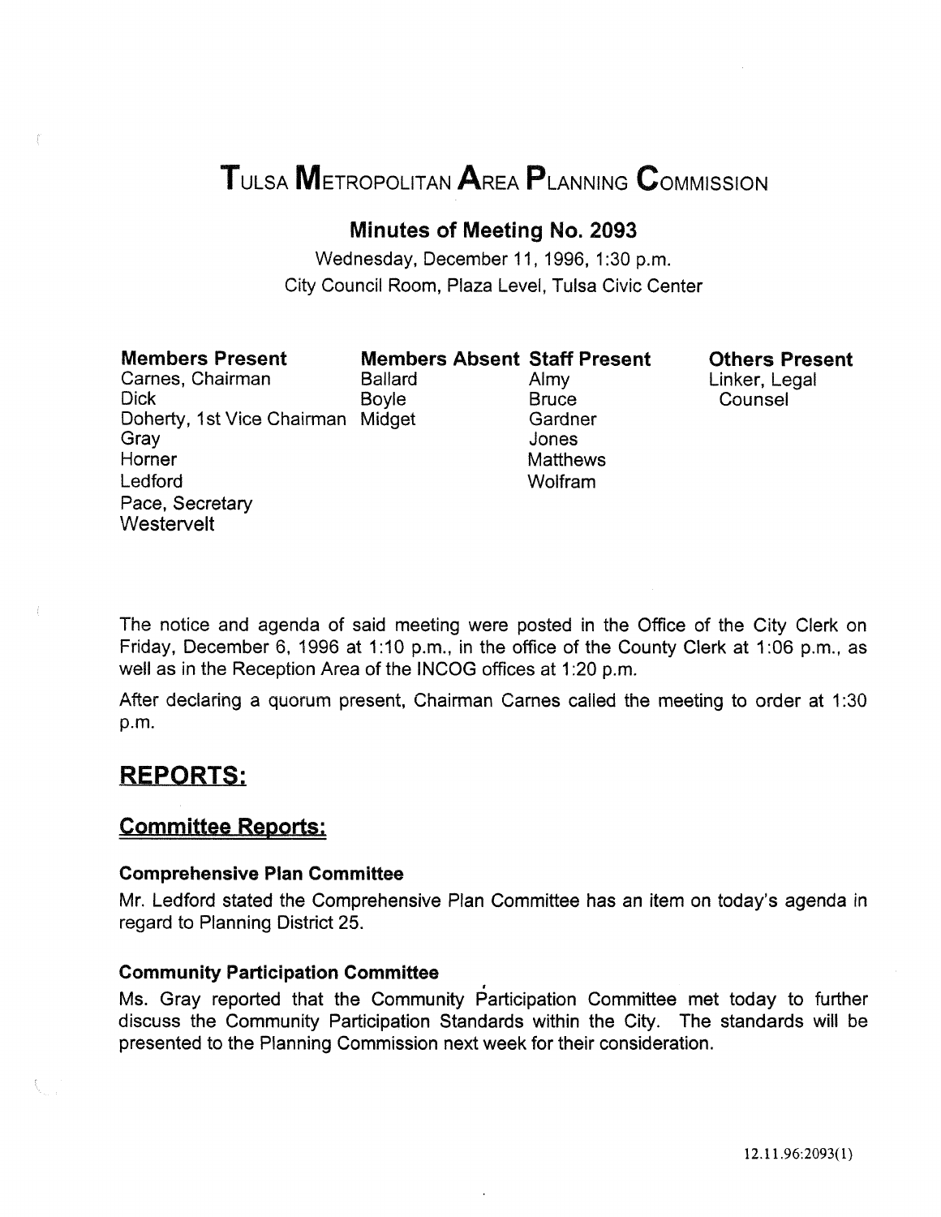# TULSA METROPOLITAN AREA PLANNING COMMISSION

## Minutes of Meeting No. 2093

Wednesday, December 11, 1996, 1:30 p.m.
City Council Room, Plaza Level, Tulsa Civic Center

| Members Present | Members Absent | Staff Present | Others Present |
|---|---|---|---|
| Carnes, Chairman | Ballard | Almy | Linker, Legal Counsel |
| Dick | Boyle | Bruce | |
| Doherty, 1st Vice Chairman | Midget | Gardner | |
| Gray | | Jones | |
| Horner | | Matthews | |
| Ledford | | Wolfram | |
| Pace, Secretary | | | |
| Westervelt | | | |

The notice and agenda of said meeting were posted in the Office of the City Clerk on Friday, December 6, 1996 at 1:10 p.m., in the office of the County Clerk at 1:06 p.m., as well as in the Reception Area of the INCOG offices at 1:20 p.m.

After declaring a quorum present, Chairman Carnes called the meeting to order at 1:30 p.m.

## REPORTS:

### Committee Reports:

#### Comprehensive Plan Committee

Mr. Ledford stated the Comprehensive Plan Committee has an item on today's agenda in regard to Planning District 25.

#### Community Participation Committee

Ms. Gray reported that the Community Participation Committee met today to further discuss the Community Participation Standards within the City. The standards will be presented to the Planning Commission next week for their consideration.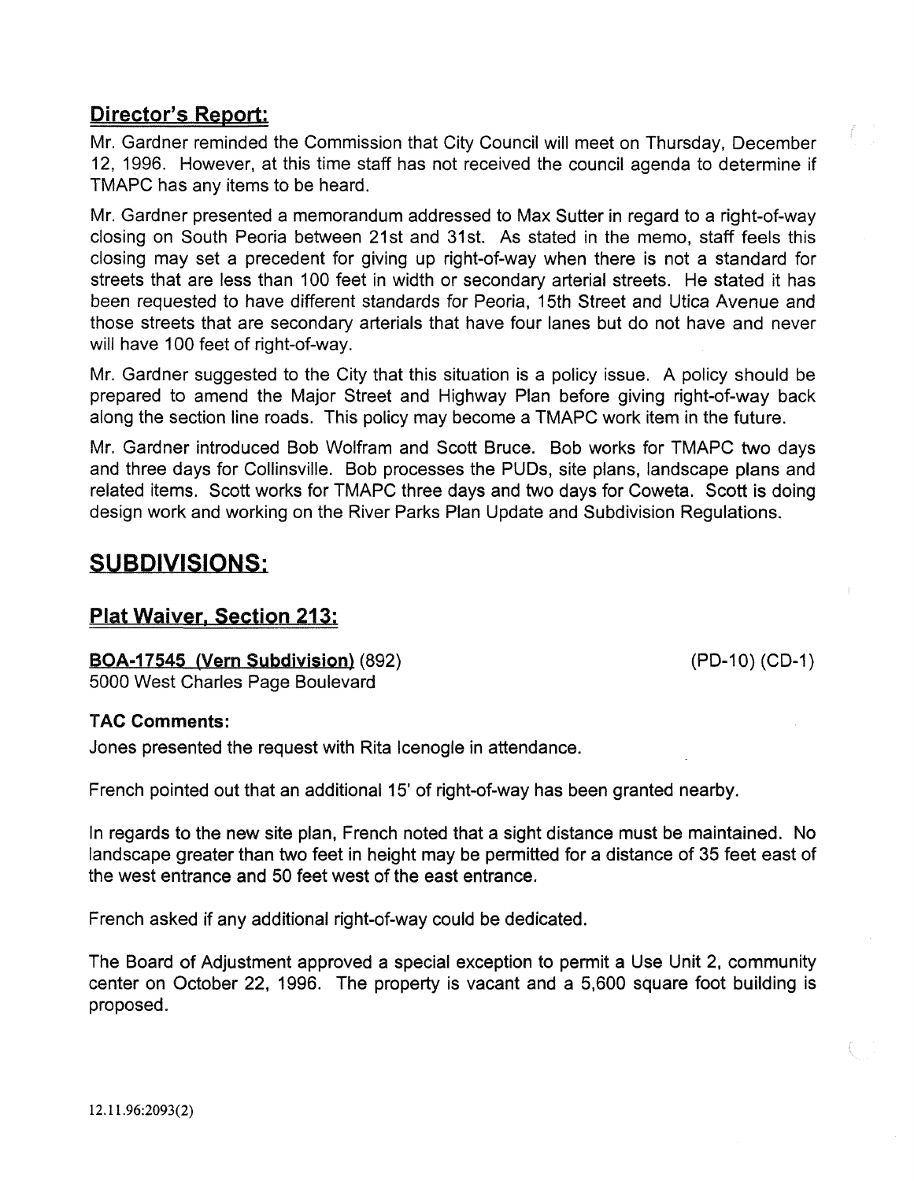## Director's Report:

Mr. Gardner reminded the Commission that City Council will meet on Thursday, December 12, 1996. However, at this time staff has not received the council agenda to determine if TMAPC has any items to be heard.

Mr. Gardner presented a memorandum addressed to Max Sutter in regard to a right-of-way closing on South Peoria between 21st and 31st. As stated in the memo, staff feels this closing may set a precedent for giving up right-of-way when there is not a standard for streets that are less than 100 feet in width or secondary arterial streets. He stated it has been requested to have different standards for Peoria, 15th Street and Utica Avenue and those streets that are secondary arterials that have four lanes but do not have and never will have 100 feet of right-of-way.

Mr. Gardner suggested to the City that this situation is a policy issue. A policy should be prepared to amend the Major Street and Highway Plan before giving right-of-way back along the section line roads. This policy may become a TMAPC work item in the future.

Mr. Gardner introduced Bob Wolfram and Scott Bruce. Bob works for TMAPC two days and three days for Collinsville. Bob processes the PUDs, site plans, landscape plans and related items. Scott works for TMAPC three days and two days for Coweta. Scott is doing design work and working on the River Parks Plan Update and Subdivision Regulations.

# SUBDIVISIONS:

## Plat Waiver, Section 213:

**BOA-17545 (Vern Subdivision)** (892) (PD-10) (CD-1)
5000 West Charles Page Boulevard

### TAC Comments:

Jones presented the request with Rita Icenogle in attendance.

French pointed out that an additional 15' of right-of-way has been granted nearby.

In regards to the new site plan, French noted that a sight distance must be maintained. No landscape greater than two feet in height may be permitted for a distance of 35 feet east of the west entrance and 50 feet west of the east entrance.

French asked if any additional right-of-way could be dedicated.

The Board of Adjustment approved a special exception to permit a Use Unit 2, community center on October 22, 1996. The property is vacant and a 5,600 square foot building is proposed.

12.11.96:2093(2)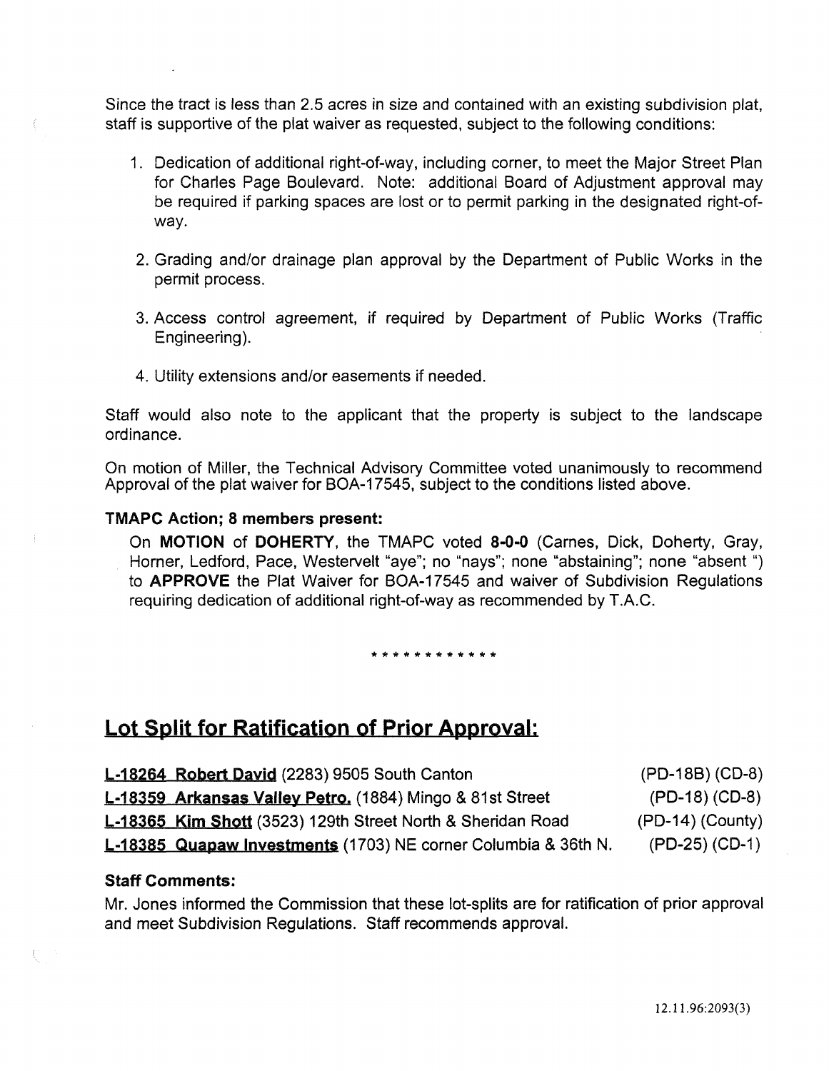Since the tract is less than 2.5 acres in size and contained with an existing subdivision plat, staff is supportive of the plat waiver as requested, subject to the following conditions:

1. Dedication of additional right-of-way, including corner, to meet the Major Street Plan for Charles Page Boulevard. Note: additional Board of Adjustment approval may be required if parking spaces are lost or to permit parking in the designated right-of-way.

2. Grading and/or drainage plan approval by the Department of Public Works in the permit process.

3. Access control agreement, if required by Department of Public Works (Traffic Engineering).

4. Utility extensions and/or easements if needed.

Staff would also note to the applicant that the property is subject to the landscape ordinance.

On motion of Miller, the Technical Advisory Committee voted unanimously to recommend Approval of the plat waiver for BOA-17545, subject to the conditions listed above.

**TMAPC Action; 8 members present:**

On **MOTION** of **DOHERTY**, the TMAPC voted **8-0-0** (Carnes, Dick, Doherty, Gray, Horner, Ledford, Pace, Westervelt "aye"; no "nays"; none "abstaining"; none "absent ") to **APPROVE** the Plat Waiver for BOA-17545 and waiver of Subdivision Regulations requiring dedication of additional right-of-way as recommended by T.A.C.

\* \* \* \* \* \* \* \* \* \* \* \*

## Lot Split for Ratification of Prior Approval:

| | |
|---|---|
| **L-18264 Robert David** (2283) 9505 South Canton | (PD-18B) (CD-8) |
| **L-18359 Arkansas Valley Petro.** (1884) Mingo & 81st Street | (PD-18) (CD-8) |
| **L-18365 Kim Shott** (3523) 129th Street North & Sheridan Road | (PD-14) (County) |
| **L-18385 Quapaw Investments** (1703) NE corner Columbia & 36th N. | (PD-25) (CD-1) |

**Staff Comments:**

Mr. Jones informed the Commission that these lot-splits are for ratification of prior approval and meet Subdivision Regulations. Staff recommends approval.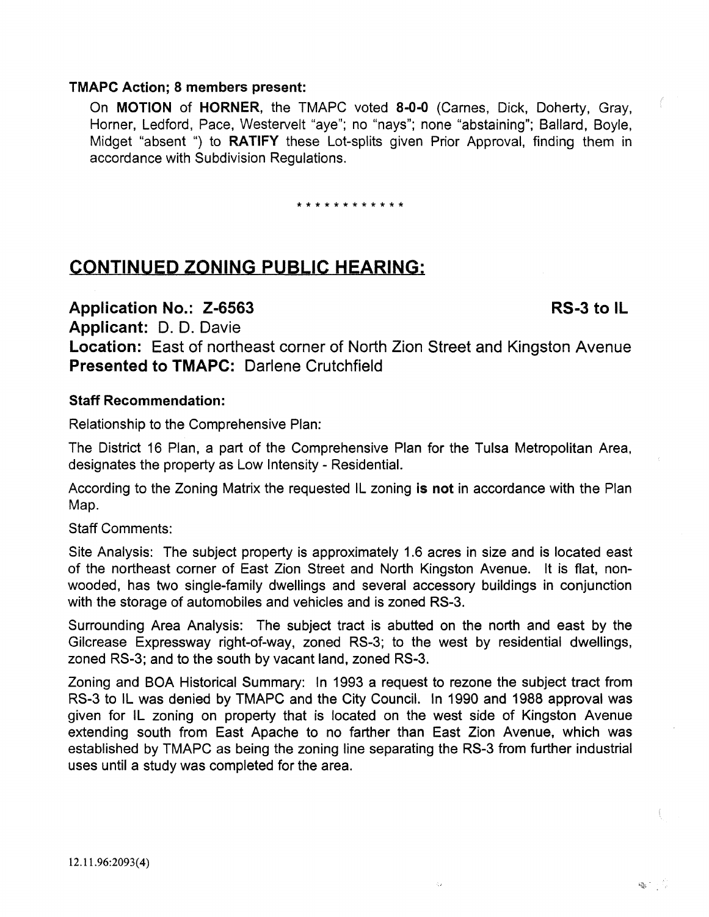**TMAPC Action; 8 members present:**

On **MOTION** of **HORNER**, the TMAPC voted **8-0-0** (Carnes, Dick, Doherty, Gray, Horner, Ledford, Pace, Westervelt "aye"; no "nays"; none "abstaining"; Ballard, Boyle, Midget "absent ") to **RATIFY** these Lot-splits given Prior Approval, finding them in accordance with Subdivision Regulations.

\* \* \* \* \* \* \* \* \* \* \* \*

## CONTINUED ZONING PUBLIC HEARING:

### Application No.: Z-6563 — RS-3 to IL

**Applicant:** D. D. Davie

**Location:** East of northeast corner of North Zion Street and Kingston Avenue

**Presented to TMAPC:** Darlene Crutchfield

**Staff Recommendation:**

Relationship to the Comprehensive Plan:

The District 16 Plan, a part of the Comprehensive Plan for the Tulsa Metropolitan Area, designates the property as Low Intensity - Residential.

According to the Zoning Matrix the requested IL zoning **is not** in accordance with the Plan Map.

Staff Comments:

Site Analysis: The subject property is approximately 1.6 acres in size and is located east of the northeast corner of East Zion Street and North Kingston Avenue. It is flat, non-wooded, has two single-family dwellings and several accessory buildings in conjunction with the storage of automobiles and vehicles and is zoned RS-3.

Surrounding Area Analysis: The subject tract is abutted on the north and east by the Gilcrease Expressway right-of-way, zoned RS-3; to the west by residential dwellings, zoned RS-3; and to the south by vacant land, zoned RS-3.

Zoning and BOA Historical Summary: In 1993 a request to rezone the subject tract from RS-3 to IL was denied by TMAPC and the City Council. In 1990 and 1988 approval was given for IL zoning on property that is located on the west side of Kingston Avenue extending south from East Apache to no farther than East Zion Avenue, which was established by TMAPC as being the zoning line separating the RS-3 from further industrial uses until a study was completed for the area.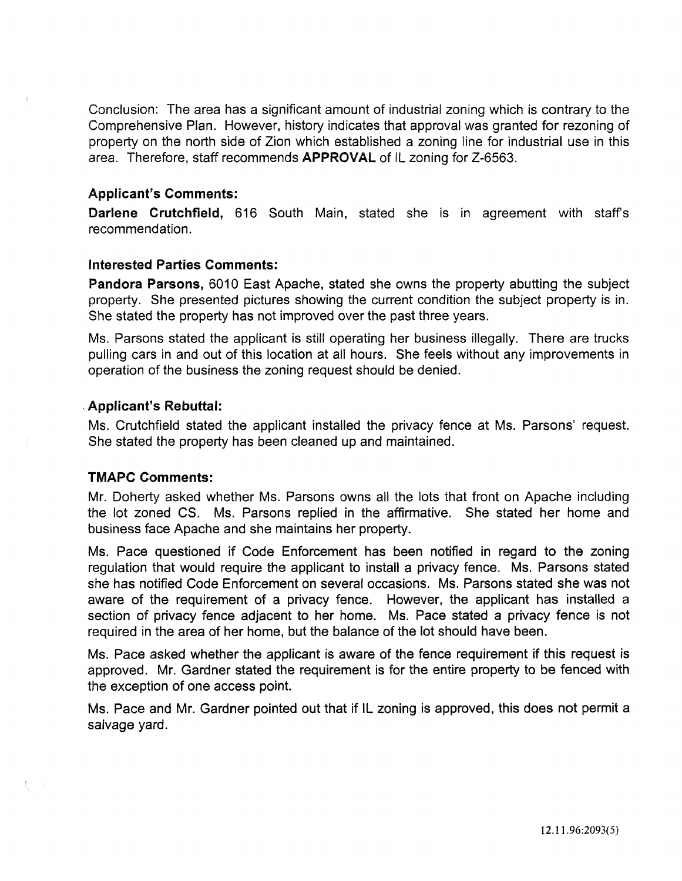Conclusion: The area has a significant amount of industrial zoning which is contrary to the Comprehensive Plan. However, history indicates that approval was granted for rezoning of property on the north side of Zion which established a zoning line for industrial use in this area. Therefore, staff recommends **APPROVAL** of IL zoning for Z-6563.

### Applicant's Comments:

**Darlene Crutchfield,** 616 South Main, stated she is in agreement with staff's recommendation.

### Interested Parties Comments:

**Pandora Parsons,** 6010 East Apache, stated she owns the property abutting the subject property. She presented pictures showing the current condition the subject property is in. She stated the property has not improved over the past three years.

Ms. Parsons stated the applicant is still operating her business illegally. There are trucks pulling cars in and out of this location at all hours. She feels without any improvements in operation of the business the zoning request should be denied.

### Applicant's Rebuttal:

Ms. Crutchfield stated the applicant installed the privacy fence at Ms. Parsons' request. She stated the property has been cleaned up and maintained.

### TMAPC Comments:

Mr. Doherty asked whether Ms. Parsons owns all the lots that front on Apache including the lot zoned CS. Ms. Parsons replied in the affirmative. She stated her home and business face Apache and she maintains her property.

Ms. Pace questioned if Code Enforcement has been notified in regard to the zoning regulation that would require the applicant to install a privacy fence. Ms. Parsons stated she has notified Code Enforcement on several occasions. Ms. Parsons stated she was not aware of the requirement of a privacy fence. However, the applicant has installed a section of privacy fence adjacent to her home. Ms. Pace stated a privacy fence is not required in the area of her home, but the balance of the lot should have been.

Ms. Pace asked whether the applicant is aware of the fence requirement if this request is approved. Mr. Gardner stated the requirement is for the entire property to be fenced with the exception of one access point.

Ms. Pace and Mr. Gardner pointed out that if IL zoning is approved, this does not permit a salvage yard.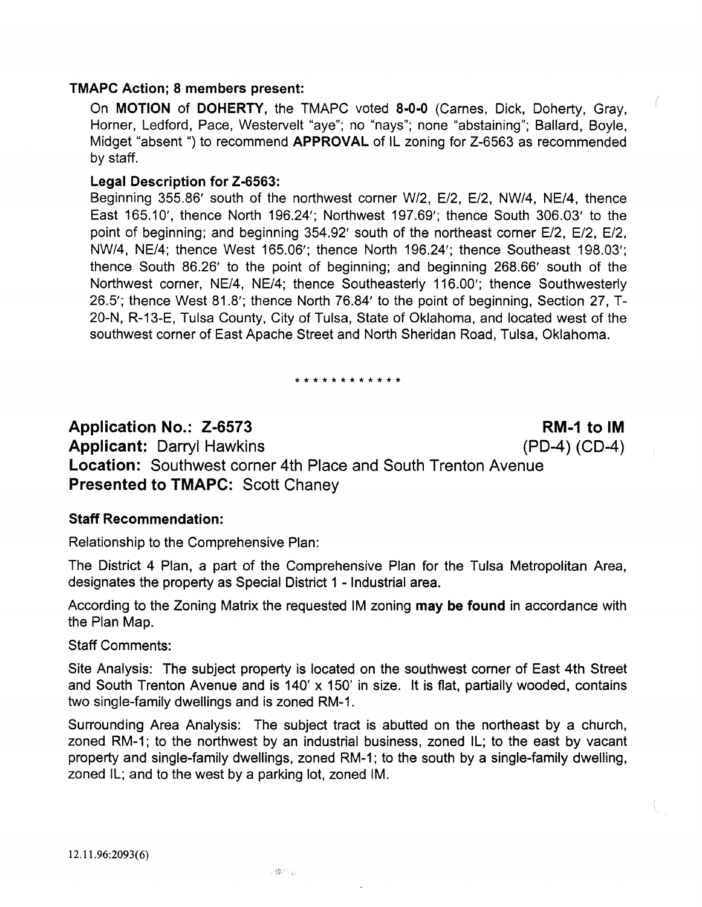**TMAPC Action; 8 members present:**

On **MOTION** of **DOHERTY**, the TMAPC voted **8-0-0** (Carnes, Dick, Doherty, Gray, Horner, Ledford, Pace, Westervelt "aye"; no "nays"; none "abstaining"; Ballard, Boyle, Midget "absent ") to recommend **APPROVAL** of IL zoning for Z-6563 as recommended by staff.

**Legal Description for Z-6563:**

Beginning 355.86' south of the northwest corner W/2, E/2, E/2, NW/4, NE/4, thence East 165.10', thence North 196.24'; Northwest 197.69'; thence South 306.03' to the point of beginning; and beginning 354.92' south of the northeast corner E/2, E/2, E/2, NW/4, NE/4; thence West 165.06'; thence North 196.24'; thence Southeast 198.03'; thence South 86.26' to the point of beginning; and beginning 268.66' south of the Northwest corner, NE/4, NE/4; thence Southeasterly 116.00'; thence Southwesterly 26.5'; thence West 81.8'; thence North 76.84' to the point of beginning, Section 27, T-20-N, R-13-E, Tulsa County, City of Tulsa, State of Oklahoma, and located west of the southwest corner of East Apache Street and North Sheridan Road, Tulsa, Oklahoma.

\* \* \* \* \* \* \* \* \* \* \* \*

## Application No.: Z-6573 — RM-1 to IM

**Applicant:** Darryl Hawkins (PD-4) (CD-4)

**Location:** Southwest corner 4th Place and South Trenton Avenue

**Presented to TMAPC:** Scott Chaney

**Staff Recommendation:**

Relationship to the Comprehensive Plan:

The District 4 Plan, a part of the Comprehensive Plan for the Tulsa Metropolitan Area, designates the property as Special District 1 - Industrial area.

According to the Zoning Matrix the requested IM zoning **may be found** in accordance with the Plan Map.

Staff Comments:

Site Analysis: The subject property is located on the southwest corner of East 4th Street and South Trenton Avenue and is 140' x 150' in size. It is flat, partially wooded, contains two single-family dwellings and is zoned RM-1.

Surrounding Area Analysis: The subject tract is abutted on the northeast by a church, zoned RM-1; to the northwest by an industrial business, zoned IL; to the east by vacant property and single-family dwellings, zoned RM-1; to the south by a single-family dwelling, zoned IL; and to the west by a parking lot, zoned IM.

12.11.96:2093(6)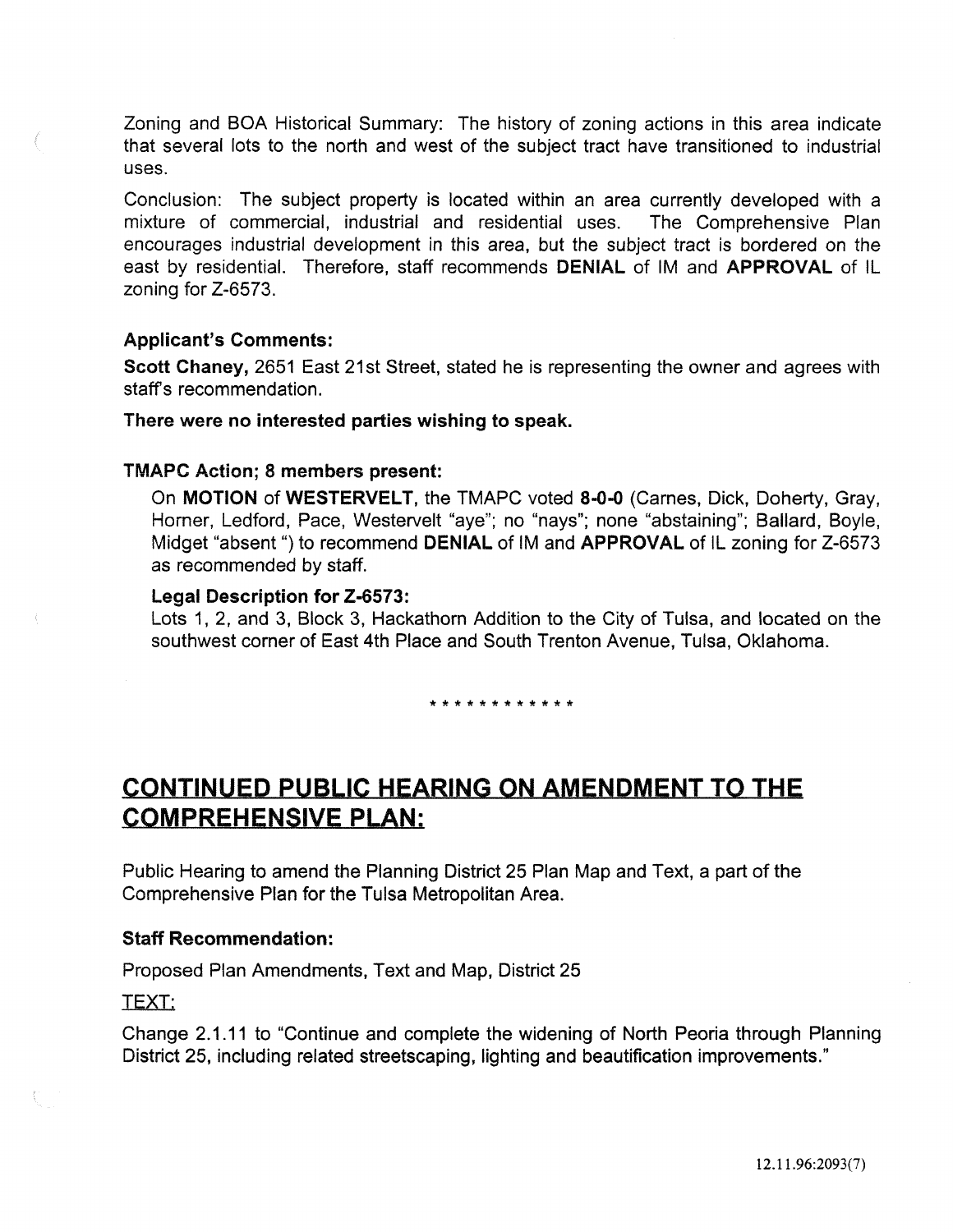Zoning and BOA Historical Summary: The history of zoning actions in this area indicate that several lots to the north and west of the subject tract have transitioned to industrial uses.

Conclusion: The subject property is located within an area currently developed with a mixture of commercial, industrial and residential uses. The Comprehensive Plan encourages industrial development in this area, but the subject tract is bordered on the east by residential. Therefore, staff recommends **DENIAL** of IM and **APPROVAL** of IL zoning for Z-6573.

**Applicant's Comments:**

**Scott Chaney,** 2651 East 21st Street, stated he is representing the owner and agrees with staff's recommendation.

**There were no interested parties wishing to speak.**

**TMAPC Action; 8 members present:**

On **MOTION** of **WESTERVELT**, the TMAPC voted **8-0-0** (Carnes, Dick, Doherty, Gray, Horner, Ledford, Pace, Westervelt "aye"; no "nays"; none "abstaining"; Ballard, Boyle, Midget "absent ") to recommend **DENIAL** of IM and **APPROVAL** of IL zoning for Z-6573 as recommended by staff.

**Legal Description for Z-6573:**

Lots 1, 2, and 3, Block 3, Hackathorn Addition to the City of Tulsa, and located on the southwest corner of East 4th Place and South Trenton Avenue, Tulsa, Oklahoma.

* * * * * * * * * * * *

## CONTINUED PUBLIC HEARING ON AMENDMENT TO THE COMPREHENSIVE PLAN:

Public Hearing to amend the Planning District 25 Plan Map and Text, a part of the Comprehensive Plan for the Tulsa Metropolitan Area.

**Staff Recommendation:**

Proposed Plan Amendments, Text and Map, District 25

TEXT:

Change 2.1.11 to "Continue and complete the widening of North Peoria through Planning District 25, including related streetscaping, lighting and beautification improvements."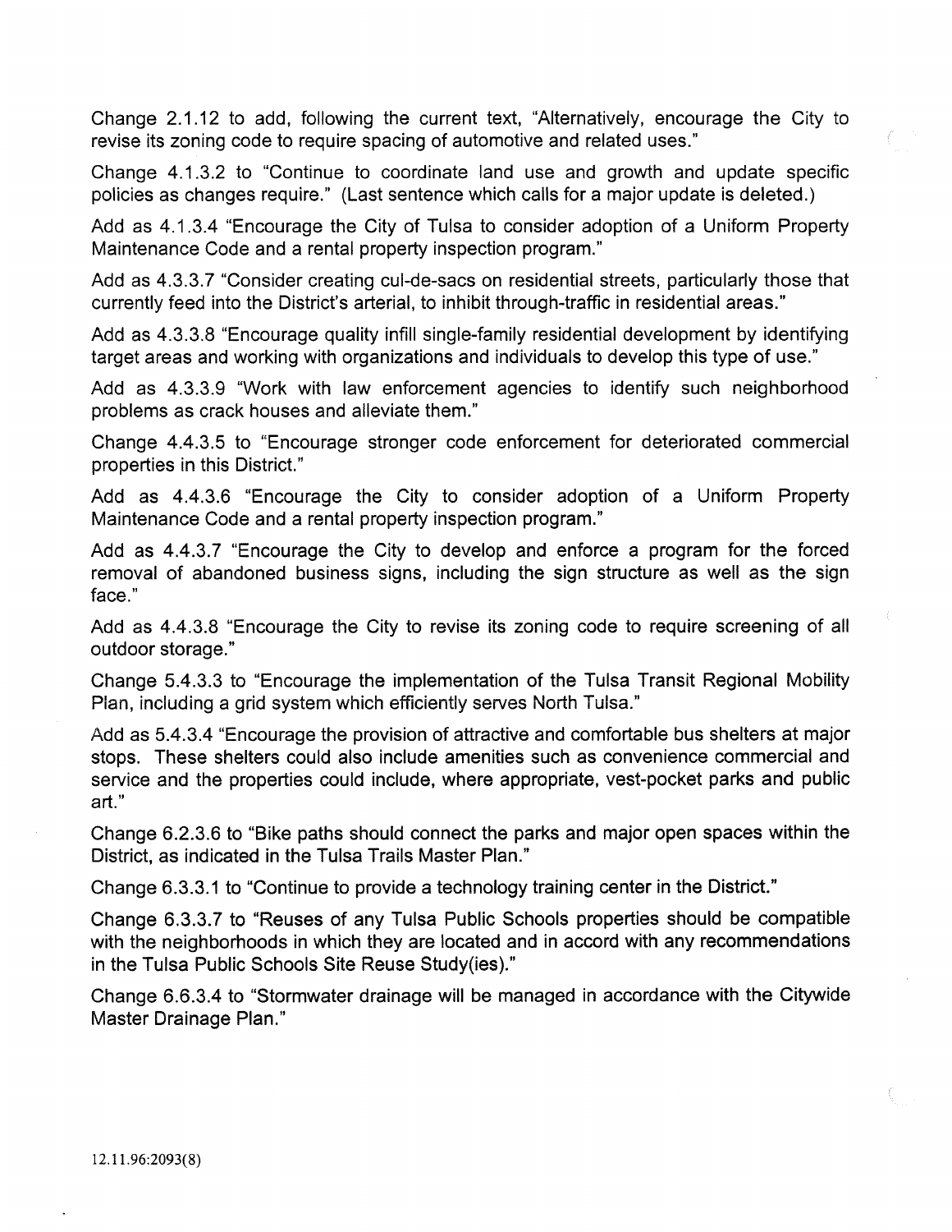Change 2.1.12 to add, following the current text, "Alternatively, encourage the City to revise its zoning code to require spacing of automotive and related uses."

Change 4.1.3.2 to "Continue to coordinate land use and growth and update specific policies as changes require." (Last sentence which calls for a major update is deleted.)

Add as 4.1.3.4 "Encourage the City of Tulsa to consider adoption of a Uniform Property Maintenance Code and a rental property inspection program."

Add as 4.3.3.7 "Consider creating cul-de-sacs on residential streets, particularly those that currently feed into the District's arterial, to inhibit through-traffic in residential areas."

Add as 4.3.3.8 "Encourage quality infill single-family residential development by identifying target areas and working with organizations and individuals to develop this type of use."

Add as 4.3.3.9 "Work with law enforcement agencies to identify such neighborhood problems as crack houses and alleviate them."

Change 4.4.3.5 to "Encourage stronger code enforcement for deteriorated commercial properties in this District."

Add as 4.4.3.6 "Encourage the City to consider adoption of a Uniform Property Maintenance Code and a rental property inspection program."

Add as 4.4.3.7 "Encourage the City to develop and enforce a program for the forced removal of abandoned business signs, including the sign structure as well as the sign face."

Add as 4.4.3.8 "Encourage the City to revise its zoning code to require screening of all outdoor storage."

Change 5.4.3.3 to "Encourage the implementation of the Tulsa Transit Regional Mobility Plan, including a grid system which efficiently serves North Tulsa."

Add as 5.4.3.4 "Encourage the provision of attractive and comfortable bus shelters at major stops. These shelters could also include amenities such as convenience commercial and service and the properties could include, where appropriate, vest-pocket parks and public art."

Change 6.2.3.6 to "Bike paths should connect the parks and major open spaces within the District, as indicated in the Tulsa Trails Master Plan."

Change 6.3.3.1 to "Continue to provide a technology training center in the District."

Change 6.3.3.7 to "Reuses of any Tulsa Public Schools properties should be compatible with the neighborhoods in which they are located and in accord with any recommendations in the Tulsa Public Schools Site Reuse Study(ies)."

Change 6.6.3.4 to "Stormwater drainage will be managed in accordance with the Citywide Master Drainage Plan."

12.11.96:2093(8)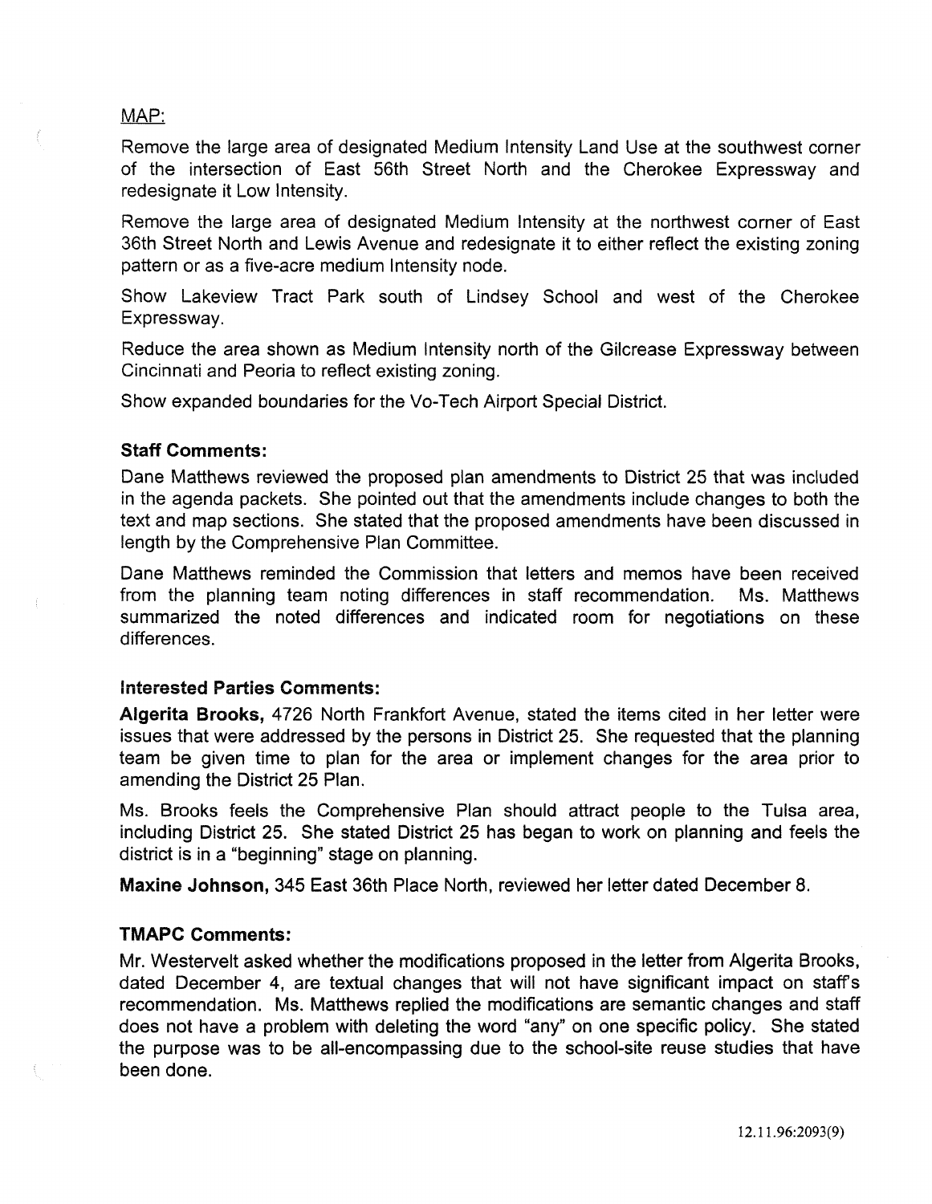MAP:

Remove the large area of designated Medium Intensity Land Use at the southwest corner of the intersection of East 56th Street North and the Cherokee Expressway and redesignate it Low Intensity.

Remove the large area of designated Medium Intensity at the northwest corner of East 36th Street North and Lewis Avenue and redesignate it to either reflect the existing zoning pattern or as a five-acre medium Intensity node.

Show Lakeview Tract Park south of Lindsey School and west of the Cherokee Expressway.

Reduce the area shown as Medium Intensity north of the Gilcrease Expressway between Cincinnati and Peoria to reflect existing zoning.

Show expanded boundaries for the Vo-Tech Airport Special District.

### Staff Comments:

Dane Matthews reviewed the proposed plan amendments to District 25 that was included in the agenda packets. She pointed out that the amendments include changes to both the text and map sections. She stated that the proposed amendments have been discussed in length by the Comprehensive Plan Committee.

Dane Matthews reminded the Commission that letters and memos have been received from the planning team noting differences in staff recommendation. Ms. Matthews summarized the noted differences and indicated room for negotiations on these differences.

### Interested Parties Comments:

**Algerita Brooks,** 4726 North Frankfort Avenue, stated the items cited in her letter were issues that were addressed by the persons in District 25. She requested that the planning team be given time to plan for the area or implement changes for the area prior to amending the District 25 Plan.

Ms. Brooks feels the Comprehensive Plan should attract people to the Tulsa area, including District 25. She stated District 25 has began to work on planning and feels the district is in a "beginning" stage on planning.

**Maxine Johnson,** 345 East 36th Place North, reviewed her letter dated December 8.

### TMAPC Comments:

Mr. Westervelt asked whether the modifications proposed in the letter from Algerita Brooks, dated December 4, are textual changes that will not have significant impact on staff's recommendation. Ms. Matthews replied the modifications are semantic changes and staff does not have a problem with deleting the word "any" on one specific policy. She stated the purpose was to be all-encompassing due to the school-site reuse studies that have been done.

12.11.96:2093(9)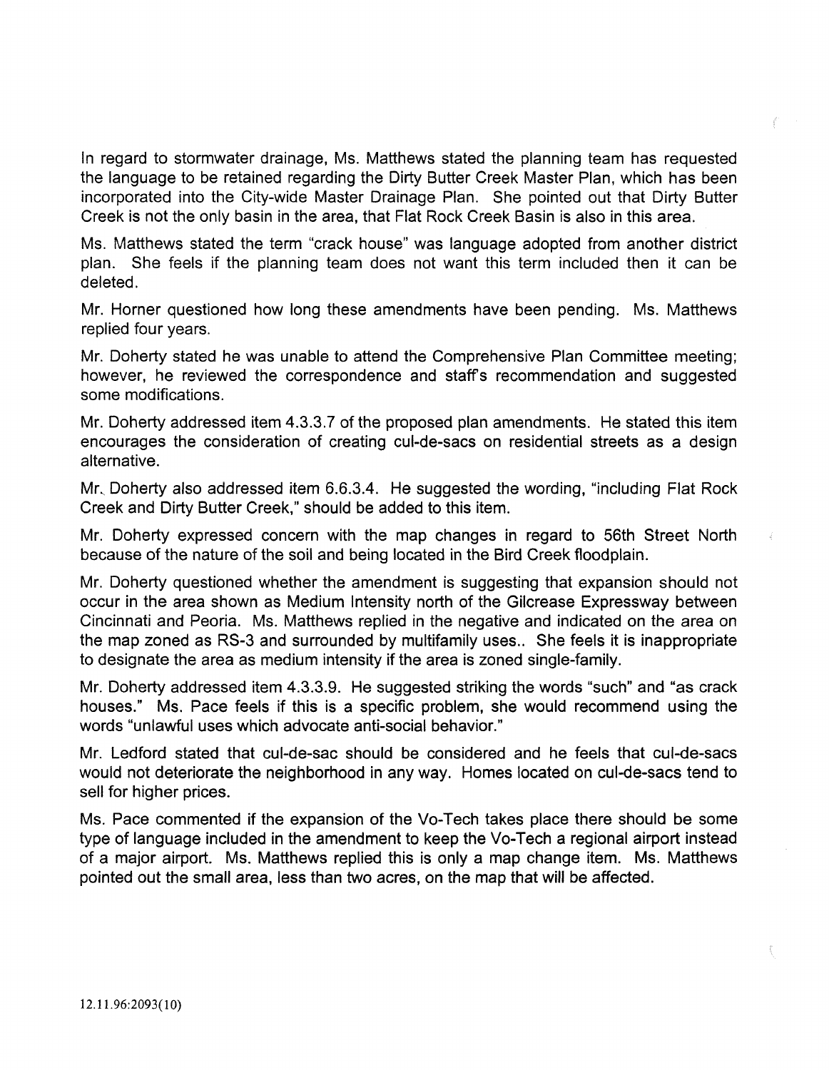In regard to stormwater drainage, Ms. Matthews stated the planning team has requested the language to be retained regarding the Dirty Butter Creek Master Plan, which has been incorporated into the City-wide Master Drainage Plan. She pointed out that Dirty Butter Creek is not the only basin in the area, that Flat Rock Creek Basin is also in this area.

Ms. Matthews stated the term "crack house" was language adopted from another district plan. She feels if the planning team does not want this term included then it can be deleted.

Mr. Horner questioned how long these amendments have been pending. Ms. Matthews replied four years.

Mr. Doherty stated he was unable to attend the Comprehensive Plan Committee meeting; however, he reviewed the correspondence and staff's recommendation and suggested some modifications.

Mr. Doherty addressed item 4.3.3.7 of the proposed plan amendments. He stated this item encourages the consideration of creating cul-de-sacs on residential streets as a design alternative.

Mr. Doherty also addressed item 6.6.3.4. He suggested the wording, "including Flat Rock Creek and Dirty Butter Creek," should be added to this item.

Mr. Doherty expressed concern with the map changes in regard to 56th Street North because of the nature of the soil and being located in the Bird Creek floodplain.

Mr. Doherty questioned whether the amendment is suggesting that expansion should not occur in the area shown as Medium Intensity north of the Gilcrease Expressway between Cincinnati and Peoria. Ms. Matthews replied in the negative and indicated on the area on the map zoned as RS-3 and surrounded by multifamily uses.. She feels it is inappropriate to designate the area as medium intensity if the area is zoned single-family.

Mr. Doherty addressed item 4.3.3.9. He suggested striking the words "such" and "as crack houses." Ms. Pace feels if this is a specific problem, she would recommend using the words "unlawful uses which advocate anti-social behavior."

Mr. Ledford stated that cul-de-sac should be considered and he feels that cul-de-sacs would not deteriorate the neighborhood in any way. Homes located on cul-de-sacs tend to sell for higher prices.

Ms. Pace commented if the expansion of the Vo-Tech takes place there should be some type of language included in the amendment to keep the Vo-Tech a regional airport instead of a major airport. Ms. Matthews replied this is only a map change item. Ms. Matthews pointed out the small area, less than two acres, on the map that will be affected.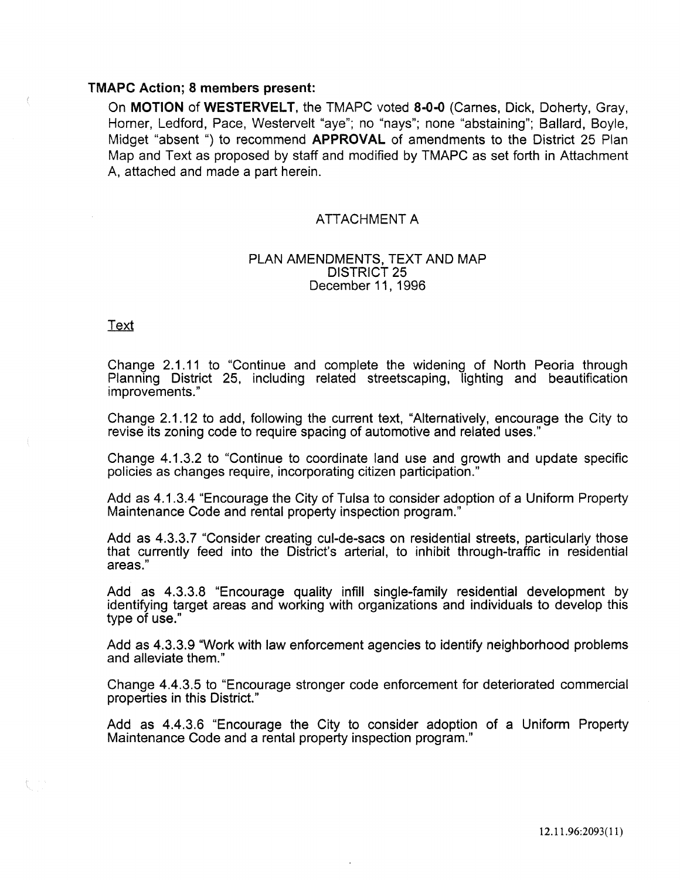**TMAPC Action; 8 members present:**

On **MOTION** of **WESTERVELT**, the TMAPC voted **8-0-0** (Carnes, Dick, Doherty, Gray, Horner, Ledford, Pace, Westervelt "aye"; no "nays"; none "abstaining"; Ballard, Boyle, Midget "absent ") to recommend **APPROVAL** of amendments to the District 25 Plan Map and Text as proposed by staff and modified by TMAPC as set forth in Attachment A, attached and made a part herein.

ATTACHMENT A

PLAN AMENDMENTS, TEXT AND MAP
DISTRICT 25
December 11, 1996

Text

Change 2.1.11 to "Continue and complete the widening of North Peoria through Planning District 25, including related streetscaping, lighting and beautification improvements."

Change 2.1.12 to add, following the current text, "Alternatively, encourage the City to revise its zoning code to require spacing of automotive and related uses."

Change 4.1.3.2 to "Continue to coordinate land use and growth and update specific policies as changes require, incorporating citizen participation."

Add as 4.1.3.4 "Encourage the City of Tulsa to consider adoption of a Uniform Property Maintenance Code and rental property inspection program."

Add as 4.3.3.7 "Consider creating cul-de-sacs on residential streets, particularly those that currently feed into the District's arterial, to inhibit through-traffic in residential areas."

Add as 4.3.3.8 "Encourage quality infill single-family residential development by identifying target areas and working with organizations and individuals to develop this type of use."

Add as 4.3.3.9 "Work with law enforcement agencies to identify neighborhood problems and alleviate them."

Change 4.4.3.5 to "Encourage stronger code enforcement for deteriorated commercial properties in this District."

Add as 4.4.3.6 "Encourage the City to consider adoption of a Uniform Property Maintenance Code and a rental property inspection program."

12.11.96:2093(11)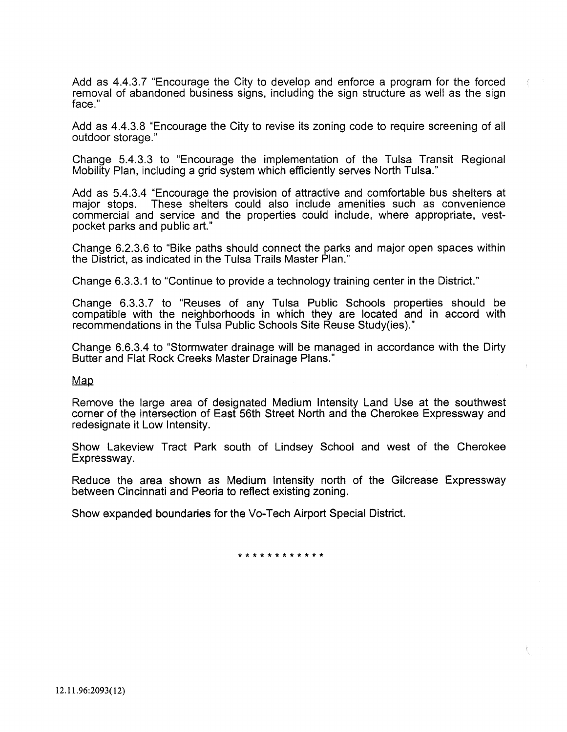Add as 4.4.3.7 "Encourage the City to develop and enforce a program for the forced removal of abandoned business signs, including the sign structure as well as the sign face."

Add as 4.4.3.8 "Encourage the City to revise its zoning code to require screening of all outdoor storage."

Change 5.4.3.3 to "Encourage the implementation of the Tulsa Transit Regional Mobility Plan, including a grid system which efficiently serves North Tulsa."

Add as 5.4.3.4 "Encourage the provision of attractive and comfortable bus shelters at major stops. These shelters could also include amenities such as convenience commercial and service and the properties could include, where appropriate, vest-pocket parks and public art."

Change 6.2.3.6 to "Bike paths should connect the parks and major open spaces within the District, as indicated in the Tulsa Trails Master Plan."

Change 6.3.3.1 to "Continue to provide a technology training center in the District."

Change 6.3.3.7 to "Reuses of any Tulsa Public Schools properties should be compatible with the neighborhoods in which they are located and in accord with recommendations in the Tulsa Public Schools Site Reuse Study(ies)."

Change 6.6.3.4 to "Stormwater drainage will be managed in accordance with the Dirty Butter and Flat Rock Creeks Master Drainage Plans."

Map

Remove the large area of designated Medium Intensity Land Use at the southwest corner of the intersection of East 56th Street North and the Cherokee Expressway and redesignate it Low Intensity.

Show Lakeview Tract Park south of Lindsey School and west of the Cherokee Expressway.

Reduce the area shown as Medium Intensity north of the Gilcrease Expressway between Cincinnati and Peoria to reflect existing zoning.

Show expanded boundaries for the Vo-Tech Airport Special District.

* * * * * * * * * * * *

12.11.96:2093(12)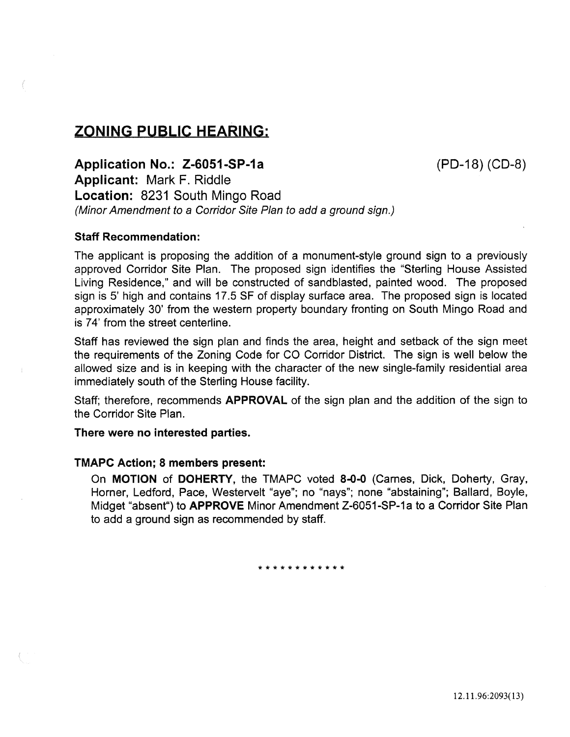## ZONING PUBLIC HEARING:

**Application No.: Z-6051-SP-1a** (PD-18) (CD-8)

**Applicant:** Mark F. Riddle

**Location:** 8231 South Mingo Road

*(Minor Amendment to a Corridor Site Plan to add a ground sign.)*

**Staff Recommendation:**

The applicant is proposing the addition of a monument-style ground sign to a previously approved Corridor Site Plan. The proposed sign identifies the "Sterling House Assisted Living Residence," and will be constructed of sandblasted, painted wood. The proposed sign is 5' high and contains 17.5 SF of display surface area. The proposed sign is located approximately 30' from the western property boundary fronting on South Mingo Road and is 74' from the street centerline.

Staff has reviewed the sign plan and finds the area, height and setback of the sign meet the requirements of the Zoning Code for CO Corridor District. The sign is well below the allowed size and is in keeping with the character of the new single-family residential area immediately south of the Sterling House facility.

Staff; therefore, recommends **APPROVAL** of the sign plan and the addition of the sign to the Corridor Site Plan.

**There were no interested parties.**

**TMAPC Action; 8 members present:**

On **MOTION** of **DOHERTY,** the TMAPC voted **8-0-0** (Carnes, Dick, Doherty, Gray, Horner, Ledford, Pace, Westervelt "aye"; no "nays"; none "abstaining"; Ballard, Boyle, Midget "absent") to **APPROVE** Minor Amendment Z-6051-SP-1a to a Corridor Site Plan to add a ground sign as recommended by staff.

* * * * * * * * * * * *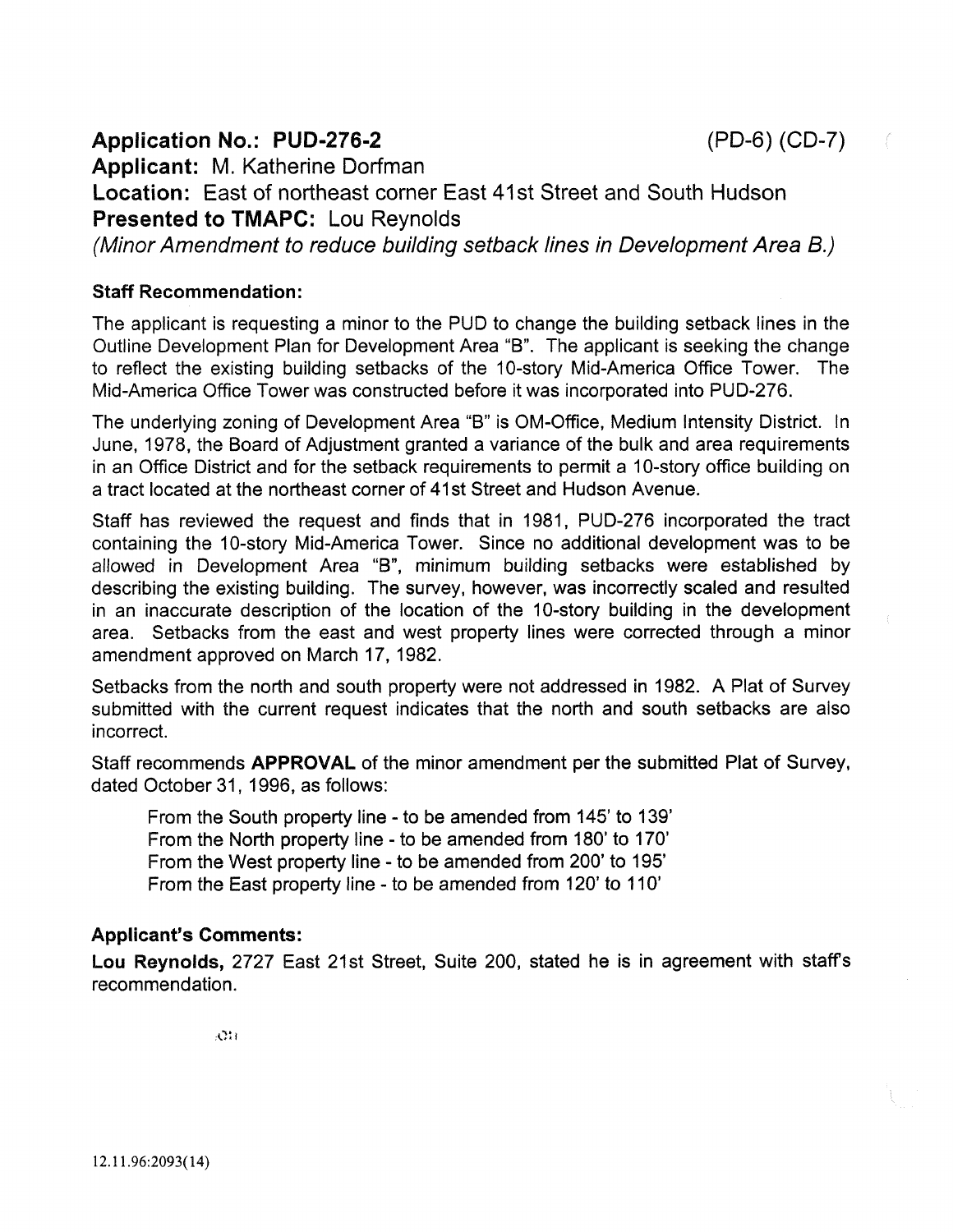**Application No.: PUD-276-2** (PD-6) (CD-7)

**Applicant:** M. Katherine Dorfman

**Location:** East of northeast corner East 41st Street and South Hudson

**Presented to TMAPC:** Lou Reynolds

*(Minor Amendment to reduce building setback lines in Development Area B.)*

### Staff Recommendation:

The applicant is requesting a minor to the PUD to change the building setback lines in the Outline Development Plan for Development Area "B". The applicant is seeking the change to reflect the existing building setbacks of the 10-story Mid-America Office Tower. The Mid-America Office Tower was constructed before it was incorporated into PUD-276.

The underlying zoning of Development Area "B" is OM-Office, Medium Intensity District. In June, 1978, the Board of Adjustment granted a variance of the bulk and area requirements in an Office District and for the setback requirements to permit a 10-story office building on a tract located at the northeast corner of 41st Street and Hudson Avenue.

Staff has reviewed the request and finds that in 1981, PUD-276 incorporated the tract containing the 10-story Mid-America Tower. Since no additional development was to be allowed in Development Area "B", minimum building setbacks were established by describing the existing building. The survey, however, was incorrectly scaled and resulted in an inaccurate description of the location of the 10-story building in the development area. Setbacks from the east and west property lines were corrected through a minor amendment approved on March 17, 1982.

Setbacks from the north and south property were not addressed in 1982. A Plat of Survey submitted with the current request indicates that the north and south setbacks are also incorrect.

Staff recommends **APPROVAL** of the minor amendment per the submitted Plat of Survey, dated October 31, 1996, as follows:

From the South property line - to be amended from 145' to 139'
From the North property line - to be amended from 180' to 170'
From the West property line - to be amended from 200' to 195'
From the East property line - to be amended from 120' to 110'

### Applicant's Comments:

**Lou Reynolds,** 2727 East 21st Street, Suite 200, stated he is in agreement with staff's recommendation.

12.11.96:2093(14)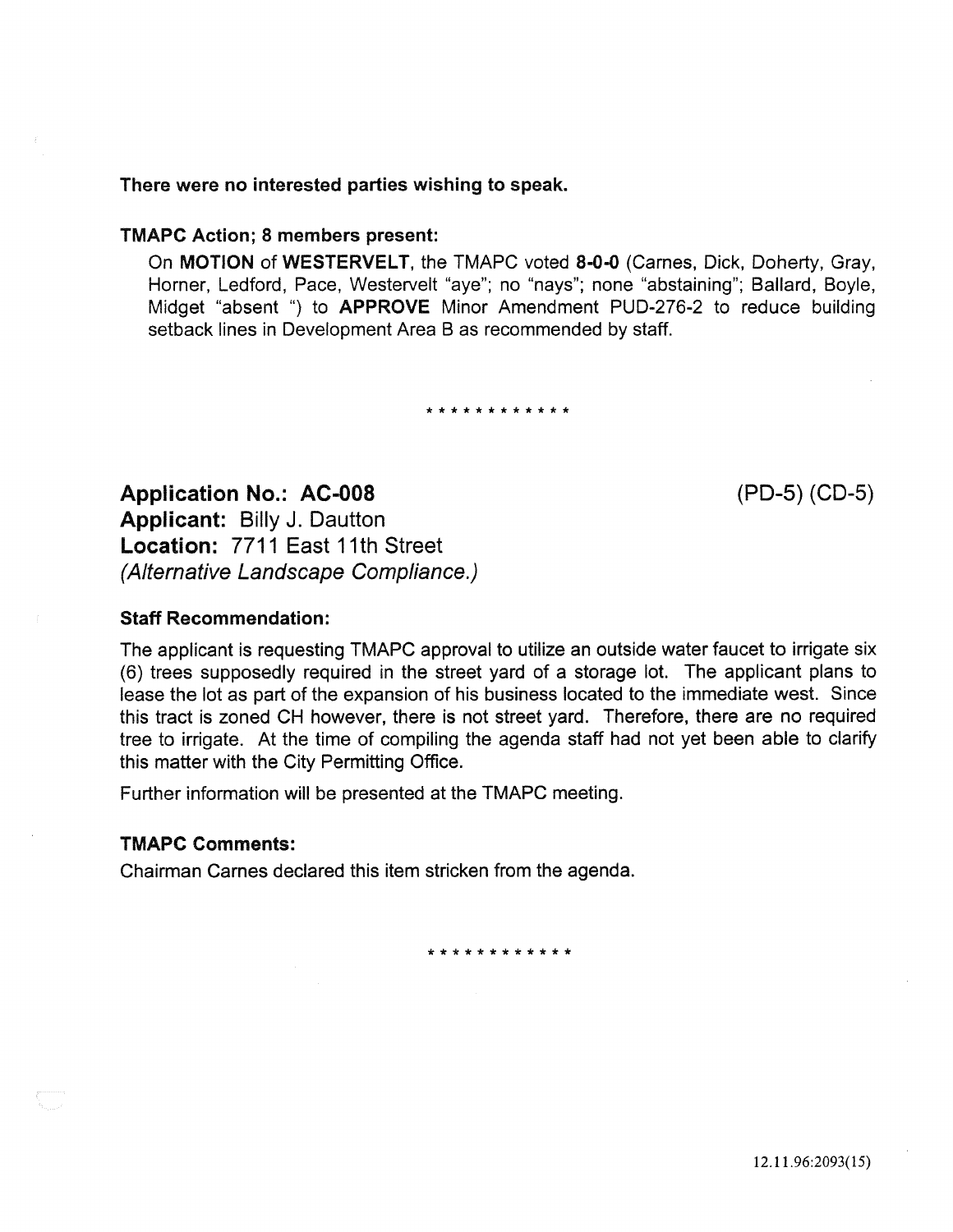**There were no interested parties wishing to speak.**

**TMAPC Action; 8 members present:**

On **MOTION** of **WESTERVELT**, the TMAPC voted **8-0-0** (Carnes, Dick, Doherty, Gray, Horner, Ledford, Pace, Westervelt "aye"; no "nays"; none "abstaining"; Ballard, Boyle, Midget "absent ") to **APPROVE** Minor Amendment PUD-276-2 to reduce building setback lines in Development Area B as recommended by staff.

* * * * * * * * * * * *

**Application No.: AC-008** (PD-5) (CD-5)
**Applicant:** Billy J. Dautton
**Location:** 7711 East 11th Street
*(Alternative Landscape Compliance.)*

**Staff Recommendation:**

The applicant is requesting TMAPC approval to utilize an outside water faucet to irrigate six (6) trees supposedly required in the street yard of a storage lot. The applicant plans to lease the lot as part of the expansion of his business located to the immediate west. Since this tract is zoned CH however, there is not street yard. Therefore, there are no required tree to irrigate. At the time of compiling the agenda staff had not yet been able to clarify this matter with the City Permitting Office.

Further information will be presented at the TMAPC meeting.

**TMAPC Comments:**

Chairman Carnes declared this item stricken from the agenda.

* * * * * * * * * * * *

12.11.96:2093(15)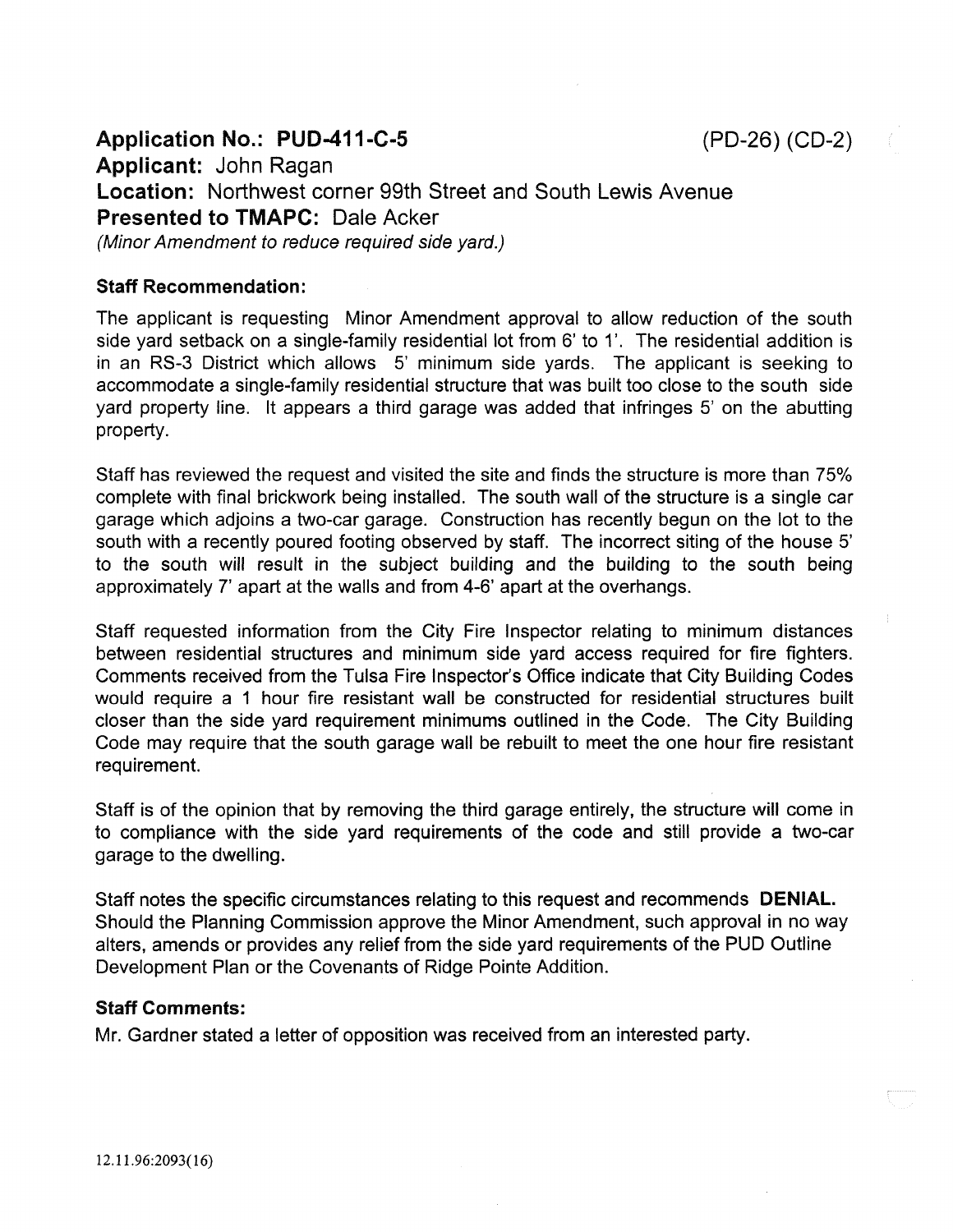**Application No.: PUD-411-C-5** (PD-26) (CD-2)

**Applicant:** John Ragan

**Location:** Northwest corner 99th Street and South Lewis Avenue

**Presented to TMAPC:** Dale Acker

*(Minor Amendment to reduce required side yard.)*

### Staff Recommendation:

The applicant is requesting Minor Amendment approval to allow reduction of the south side yard setback on a single-family residential lot from 6' to 1'. The residential addition is in an RS-3 District which allows 5' minimum side yards. The applicant is seeking to accommodate a single-family residential structure that was built too close to the south side yard property line. It appears a third garage was added that infringes 5' on the abutting property.

Staff has reviewed the request and visited the site and finds the structure is more than 75% complete with final brickwork being installed. The south wall of the structure is a single car garage which adjoins a two-car garage. Construction has recently begun on the lot to the south with a recently poured footing observed by staff. The incorrect siting of the house 5' to the south will result in the subject building and the building to the south being approximately 7' apart at the walls and from 4-6' apart at the overhangs.

Staff requested information from the City Fire Inspector relating to minimum distances between residential structures and minimum side yard access required for fire fighters. Comments received from the Tulsa Fire Inspector's Office indicate that City Building Codes would require a 1 hour fire resistant wall be constructed for residential structures built closer than the side yard requirement minimums outlined in the Code. The City Building Code may require that the south garage wall be rebuilt to meet the one hour fire resistant requirement.

Staff is of the opinion that by removing the third garage entirely, the structure will come in to compliance with the side yard requirements of the code and still provide a two-car garage to the dwelling.

Staff notes the specific circumstances relating to this request and recommends **DENIAL.** Should the Planning Commission approve the Minor Amendment, such approval in no way alters, amends or provides any relief from the side yard requirements of the PUD Outline Development Plan or the Covenants of Ridge Pointe Addition.

### Staff Comments:

Mr. Gardner stated a letter of opposition was received from an interested party.

12.11.96:2093(16)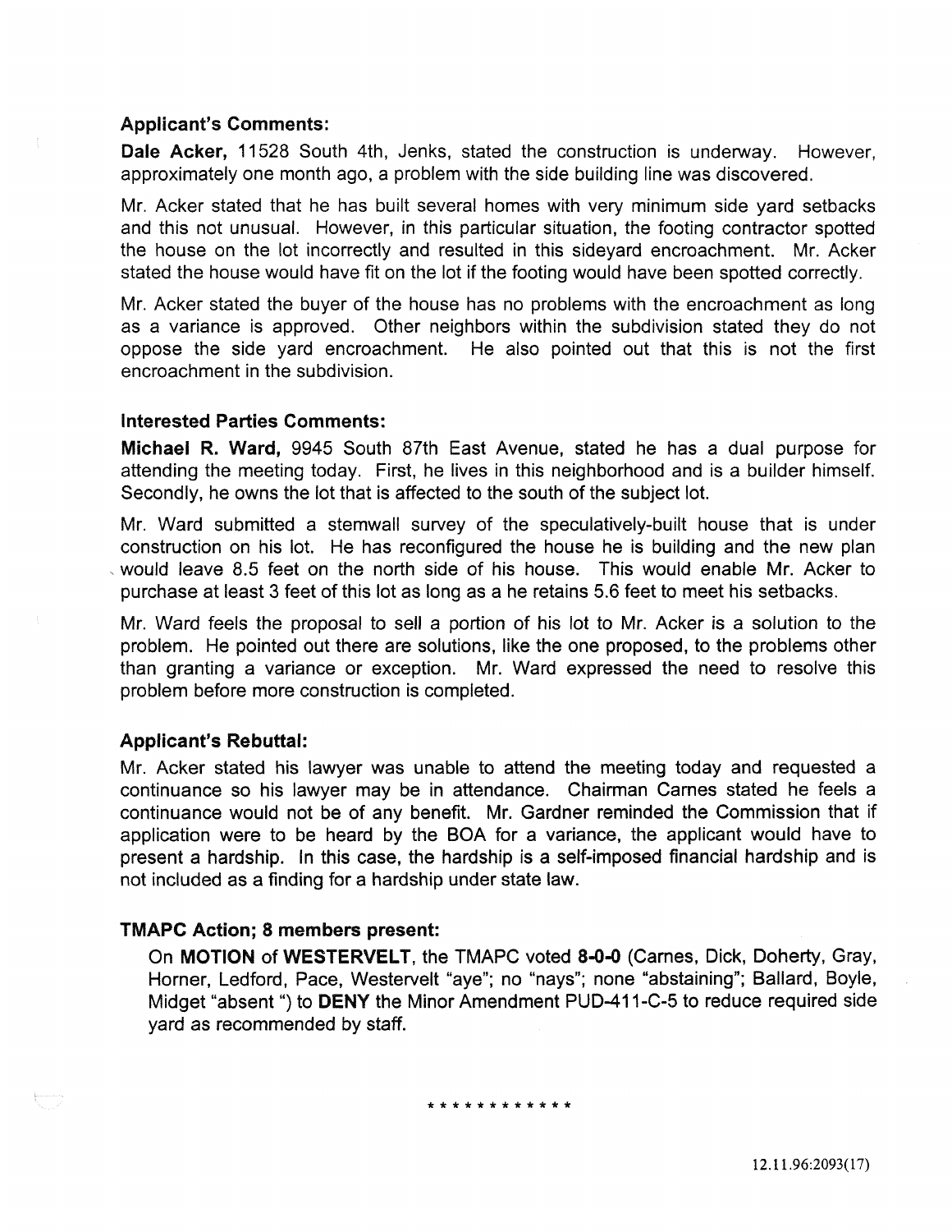**Applicant's Comments:**

**Dale Acker,** 11528 South 4th, Jenks, stated the construction is underway. However, approximately one month ago, a problem with the side building line was discovered.

Mr. Acker stated that he has built several homes with very minimum side yard setbacks and this not unusual. However, in this particular situation, the footing contractor spotted the house on the lot incorrectly and resulted in this sideyard encroachment. Mr. Acker stated the house would have fit on the lot if the footing would have been spotted correctly.

Mr. Acker stated the buyer of the house has no problems with the encroachment as long as a variance is approved. Other neighbors within the subdivision stated they do not oppose the side yard encroachment. He also pointed out that this is not the first encroachment in the subdivision.

**Interested Parties Comments:**

**Michael R. Ward,** 9945 South 87th East Avenue, stated he has a dual purpose for attending the meeting today. First, he lives in this neighborhood and is a builder himself. Secondly, he owns the lot that is affected to the south of the subject lot.

Mr. Ward submitted a stemwall survey of the speculatively-built house that is under construction on his lot. He has reconfigured the house he is building and the new plan would leave 8.5 feet on the north side of his house. This would enable Mr. Acker to purchase at least 3 feet of this lot as long as a he retains 5.6 feet to meet his setbacks.

Mr. Ward feels the proposal to sell a portion of his lot to Mr. Acker is a solution to the problem. He pointed out there are solutions, like the one proposed, to the problems other than granting a variance or exception. Mr. Ward expressed the need to resolve this problem before more construction is completed.

**Applicant's Rebuttal:**

Mr. Acker stated his lawyer was unable to attend the meeting today and requested a continuance so his lawyer may be in attendance. Chairman Carnes stated he feels a continuance would not be of any benefit. Mr. Gardner reminded the Commission that if application were to be heard by the BOA for a variance, the applicant would have to present a hardship. In this case, the hardship is a self-imposed financial hardship and is not included as a finding for a hardship under state law.

**TMAPC Action; 8 members present:**

On **MOTION** of **WESTERVELT**, the TMAPC voted **8-0-0** (Carnes, Dick, Doherty, Gray, Horner, Ledford, Pace, Westervelt "aye"; no "nays"; none "abstaining"; Ballard, Boyle, Midget "absent ") to **DENY** the Minor Amendment PUD-411-C-5 to reduce required side yard as recommended by staff.

\* \* \* \* \* \* \* \* \* \* \* \*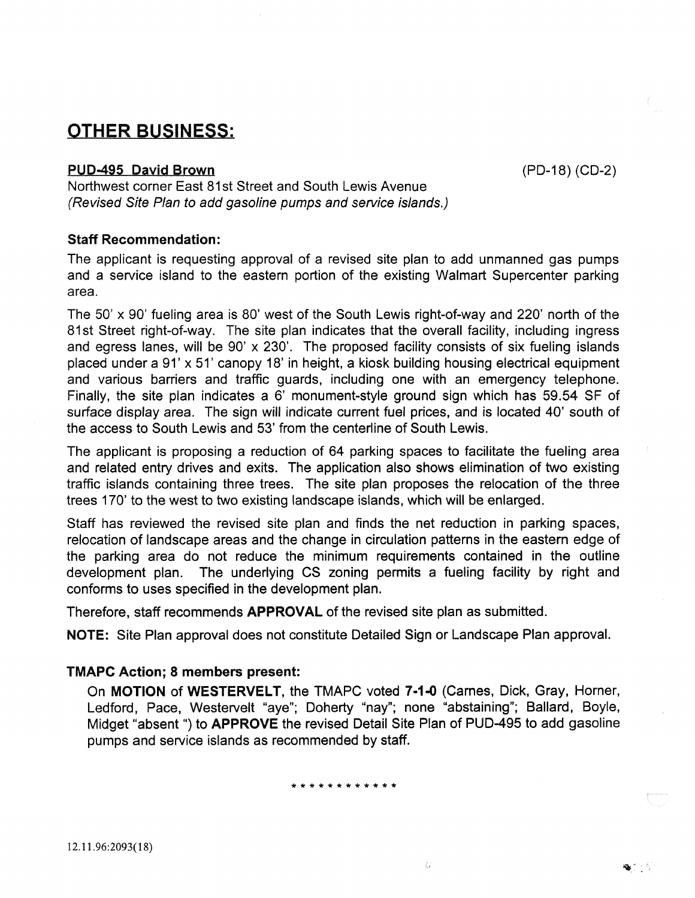# OTHER BUSINESS:

**PUD-495 David Brown** (PD-18) (CD-2)

Northwest corner East 81st Street and South Lewis Avenue

*(Revised Site Plan to add gasoline pumps and service islands.)*

**Staff Recommendation:**

The applicant is requesting approval of a revised site plan to add unmanned gas pumps and a service island to the eastern portion of the existing Walmart Supercenter parking area.

The 50' x 90' fueling area is 80' west of the South Lewis right-of-way and 220' north of the 81st Street right-of-way. The site plan indicates that the overall facility, including ingress and egress lanes, will be 90' x 230'. The proposed facility consists of six fueling islands placed under a 91' x 51' canopy 18' in height, a kiosk building housing electrical equipment and various barriers and traffic guards, including one with an emergency telephone. Finally, the site plan indicates a 6' monument-style ground sign which has 59.54 SF of surface display area. The sign will indicate current fuel prices, and is located 40' south of the access to South Lewis and 53' from the centerline of South Lewis.

The applicant is proposing a reduction of 64 parking spaces to facilitate the fueling area and related entry drives and exits. The application also shows elimination of two existing traffic islands containing three trees. The site plan proposes the relocation of the three trees 170' to the west to two existing landscape islands, which will be enlarged.

Staff has reviewed the revised site plan and finds the net reduction in parking spaces, relocation of landscape areas and the change in circulation patterns in the eastern edge of the parking area do not reduce the minimum requirements contained in the outline development plan. The underlying CS zoning permits a fueling facility by right and conforms to uses specified in the development plan.

Therefore, staff recommends **APPROVAL** of the revised site plan as submitted.

**NOTE:** Site Plan approval does not constitute Detailed Sign or Landscape Plan approval.

**TMAPC Action; 8 members present:**

On **MOTION** of **WESTERVELT**, the TMAPC voted **7-1-0** (Carnes, Dick, Gray, Horner, Ledford, Pace, Westervelt "aye"; Doherty "nay"; none "abstaining"; Ballard, Boyle, Midget "absent ") to **APPROVE** the revised Detail Site Plan of PUD-495 to add gasoline pumps and service islands as recommended by staff.

\* \* \* \* \* \* \* \* \* \* \* \*

12.11.96:2093(18)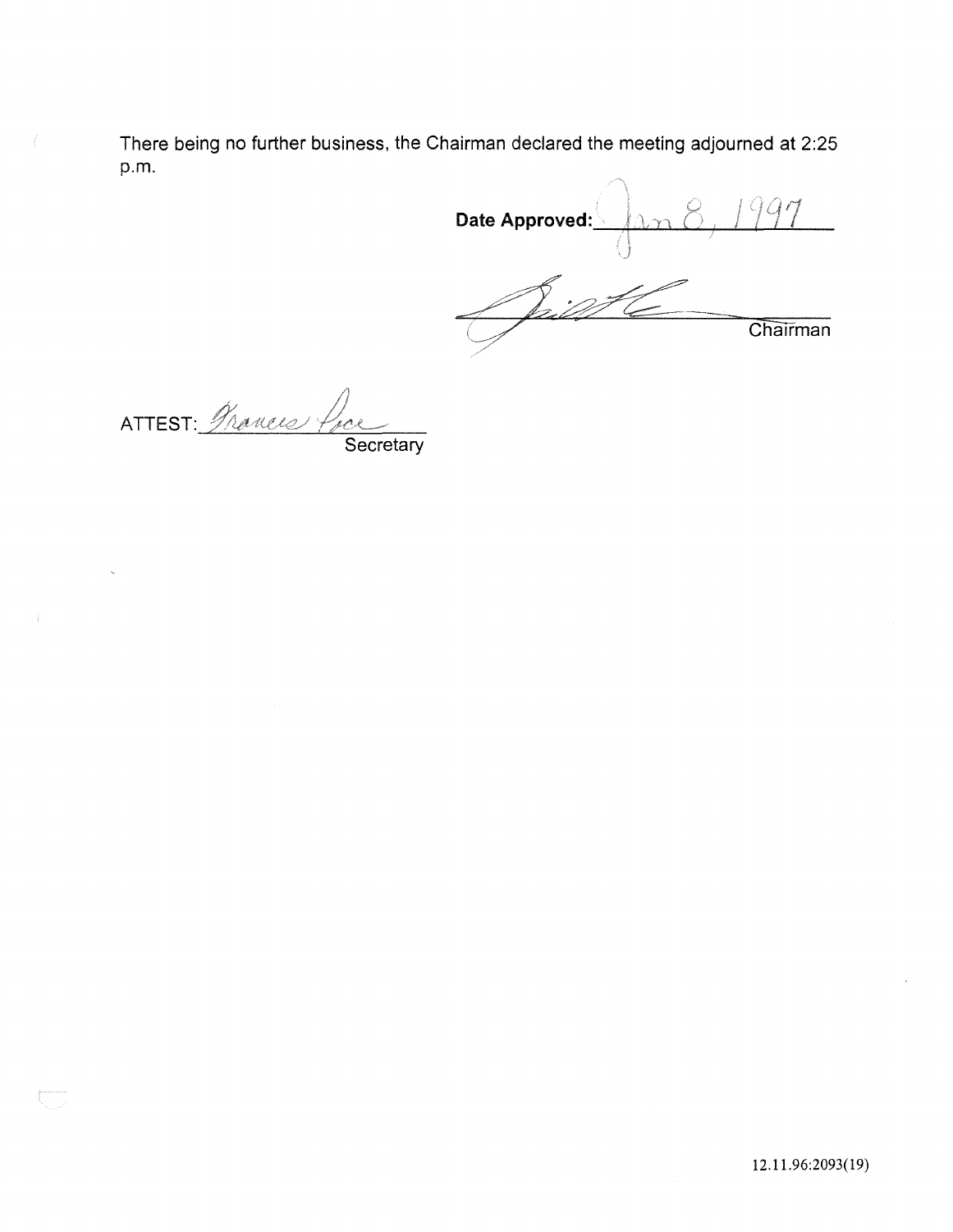There being no further business, the Chairman declared the meeting adjourned at 2:25 p.m.

**Date Approved:** Jan 8, 1997

_______________ Chairman

ATTEST: Frances Pace
Secretary

12.11.96:2093(19)